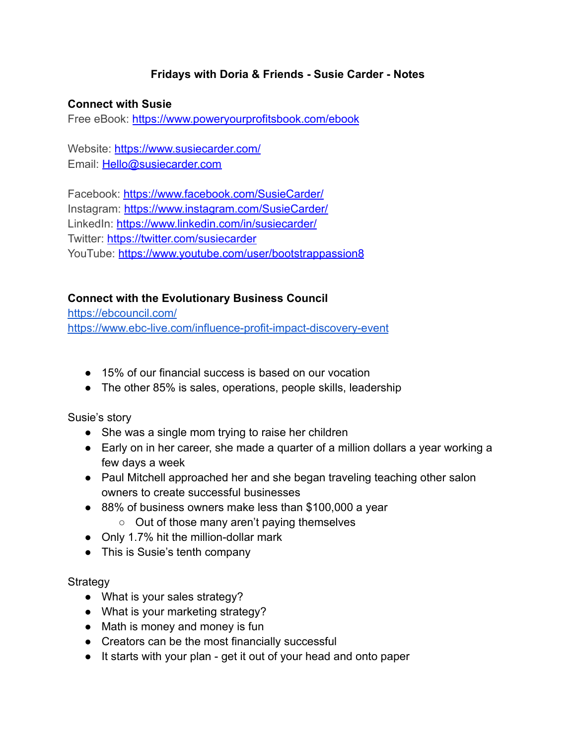# Fridays with Doria & Friends - Susie Carder - Notes

**Connect with Susie**

Free eBook: https://www.poweryourprofitsbook.com/ebook

Website: https://www.susiecarder.com/
Email: Hello@susiecarder.com

Facebook: https://www.facebook.com/SusieCarder/
Instagram: https://www.instagram.com/SusieCarder/
LinkedIn: https://www.linkedin.com/in/susiecarder/
Twitter: https://twitter.com/susiecarder
YouTube: https://www.youtube.com/user/bootstrappassion8

**Connect with the Evolutionary Business Council**

https://ebcouncil.com/
https://www.ebc-live.com/influence-profit-impact-discovery-event

- 15% of our financial success is based on our vocation
- The other 85% is sales, operations, people skills, leadership

Susie's story

- She was a single mom trying to raise her children
- Early on in her career, she made a quarter of a million dollars a year working a few days a week
- Paul Mitchell approached her and she began traveling teaching other salon owners to create successful businesses
- 88% of business owners make less than $100,000 a year
  - Out of those many aren't paying themselves
- Only 1.7% hit the million-dollar mark
- This is Susie's tenth company

Strategy

- What is your sales strategy?
- What is your marketing strategy?
- Math is money and money is fun
- Creators can be the most financially successful
- It starts with your plan - get it out of your head and onto paper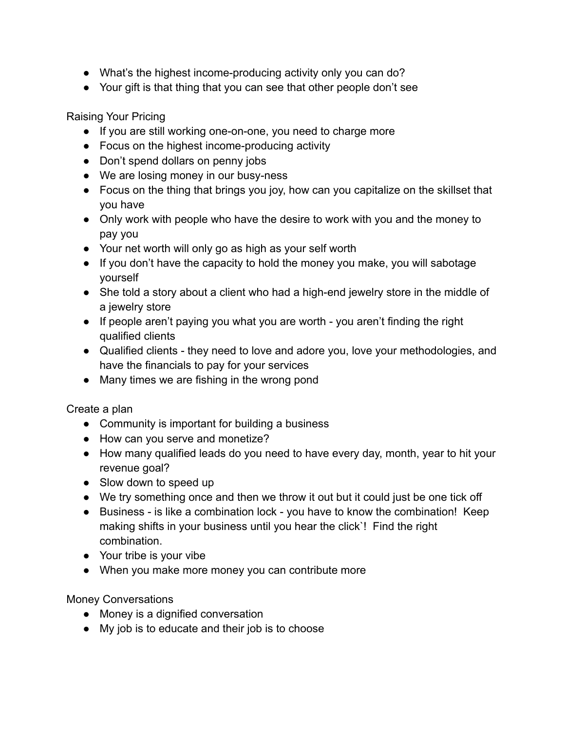- What's the highest income-producing activity only you can do?
- Your gift is that thing that you can see that other people don't see

Raising Your Pricing

- If you are still working one-on-one, you need to charge more
- Focus on the highest income-producing activity
- Don't spend dollars on penny jobs
- We are losing money in our busy-ness
- Focus on the thing that brings you joy, how can you capitalize on the skillset that you have
- Only work with people who have the desire to work with you and the money to pay you
- Your net worth will only go as high as your self worth
- If you don't have the capacity to hold the money you make, you will sabotage yourself
- She told a story about a client who had a high-end jewelry store in the middle of a jewelry store
- If people aren't paying you what you are worth - you aren't finding the right qualified clients
- Qualified clients - they need to love and adore you, love your methodologies, and have the financials to pay for your services
- Many times we are fishing in the wrong pond

Create a plan

- Community is important for building a business
- How can you serve and monetize?
- How many qualified leads do you need to have every day, month, year to hit your revenue goal?
- Slow down to speed up
- We try something once and then we throw it out but it could just be one tick off
- Business - is like a combination lock - you have to know the combination! Keep making shifts in your business until you hear the click`! Find the right combination.
- Your tribe is your vibe
- When you make more money you can contribute more

Money Conversations

- Money is a dignified conversation
- My job is to educate and their job is to choose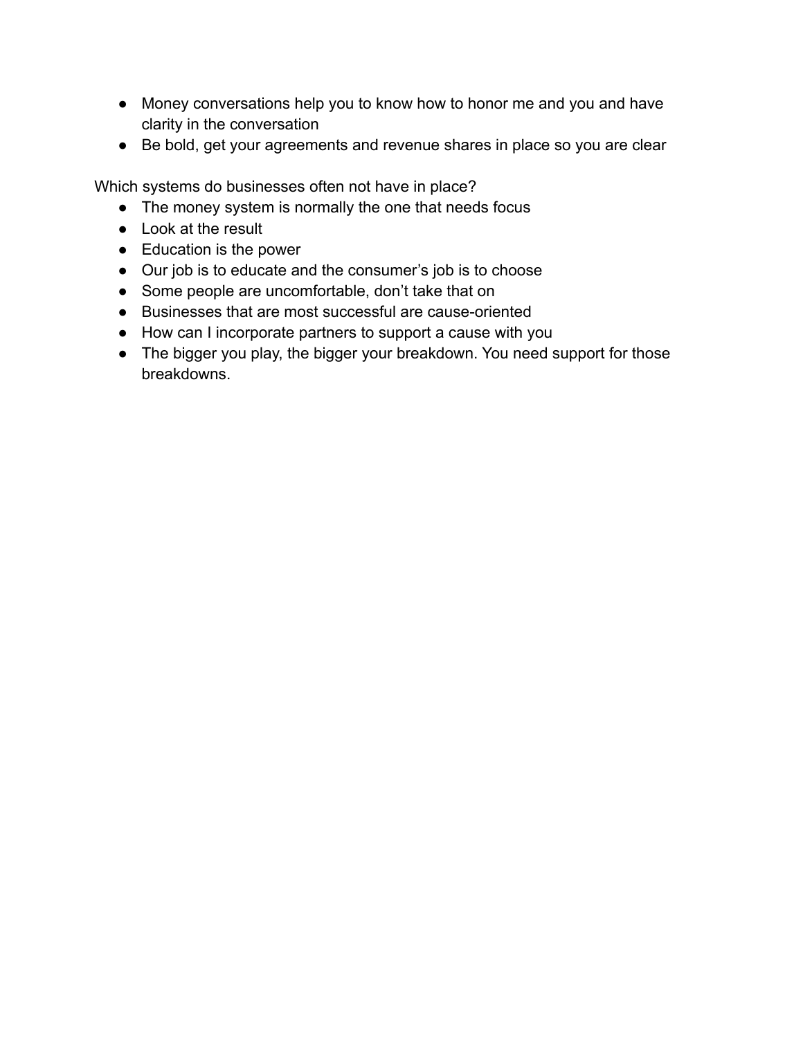- Money conversations help you to know how to honor me and you and have clarity in the conversation
- Be bold, get your agreements and revenue shares in place so you are clear

Which systems do businesses often not have in place?

- The money system is normally the one that needs focus
- Look at the result
- Education is the power
- Our job is to educate and the consumer's job is to choose
- Some people are uncomfortable, don't take that on
- Businesses that are most successful are cause-oriented
- How can I incorporate partners to support a cause with you
- The bigger you play, the bigger your breakdown. You need support for those breakdowns.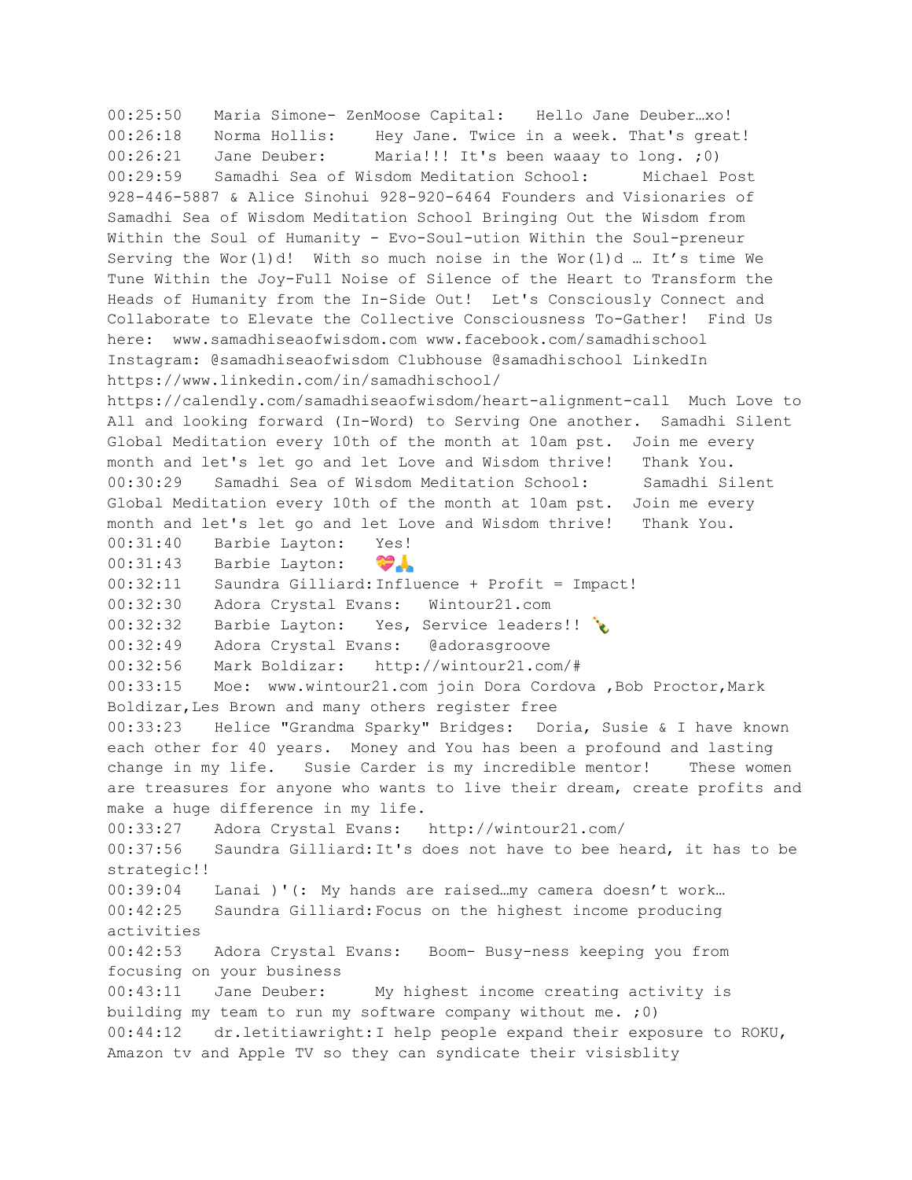00:25:50	Maria Simone- ZenMoose Capital:	Hello Jane Deuber…xo!
00:26:18	Norma Hollis:	Hey Jane. Twice in a week. That's great!
00:26:21	Jane Deuber:	Maria!!! It's been waaay to long. ;0)
00:29:59	Samadhi Sea of Wisdom Meditation School:	Michael Post 928-446-5887 & Alice Sinohui 928-920-6464 Founders and Visionaries of Samadhi Sea of Wisdom Meditation School Bringing Out the Wisdom from Within the Soul of Humanity - Evo-Soul-ution Within the Soul-preneur Serving the Wor(l)d!  With so much noise in the Wor(l)d … It's time We Tune Within the Joy-Full Noise of Silence of the Heart to Transform the Heads of Humanity from the In-Side Out!  Let's Consciously Connect and Collaborate to Elevate the Collective Consciousness To-Gather!  Find Us here:  www.samadhiseaofwisdom.com www.facebook.com/samadhischool Instagram: @samadhiseaofwisdom Clubhouse @samadhischool LinkedIn https://www.linkedin.com/in/samadhischool/ https://calendly.com/samadhiseaofwisdom/heart-alignment-call  Much Love to All and looking forward (In-Word) to Serving One another.  Samadhi Silent Global Meditation every 10th of the month at 10am pst.  Join me every month and let's let go and let Love and Wisdom thrive!   Thank You.
00:30:29	Samadhi Sea of Wisdom Meditation School:	Samadhi Silent Global Meditation every 10th of the month at 10am pst.  Join me every month and let's let go and let Love and Wisdom thrive!   Thank You.
00:31:40	Barbie Layton:	Yes!
00:31:43	Barbie Layton:	💝🙏
00:32:11	Saundra Gilliard:Influence + Profit = Impact!
00:32:30	Adora Crystal Evans:	Wintour21.com
00:32:32	Barbie Layton:	Yes, Service leaders!! 🍾
00:32:49	Adora Crystal Evans:	@adorasgroove
00:32:56	Mark Boldizar:	http://wintour21.com/#
00:33:15	Moe:  www.wintour21.com join Dora Cordova ,Bob Proctor,Mark Boldizar,Les Brown and many others register free
00:33:23	Helice "Grandma Sparky" Bridges:  Doria, Susie & I have known each other for 40 years.  Money and You has been a profound and lasting change in my life.   Susie Carder is my incredible mentor!   These women are treasures for anyone who wants to live their dream, create profits and make a huge difference in my life.
00:33:27	Adora Crystal Evans:	http://wintour21.com/
00:37:56	Saundra Gilliard:It's does not have to bee heard, it has to be strategic!!
00:39:04	Lanai )'(: My hands are raised…my camera doesn't work…
00:42:25	Saundra Gilliard:Focus on the highest income producing activities
00:42:53	Adora Crystal Evans:	Boom- Busy-ness keeping you from focusing on your business
00:43:11	Jane Deuber:	My highest income creating activity is building my team to run my software company without me. ;0)
00:44:12	dr.letitiawright:I help people expand their exposure to ROKU, Amazon tv and Apple TV so they can syndicate their visisblity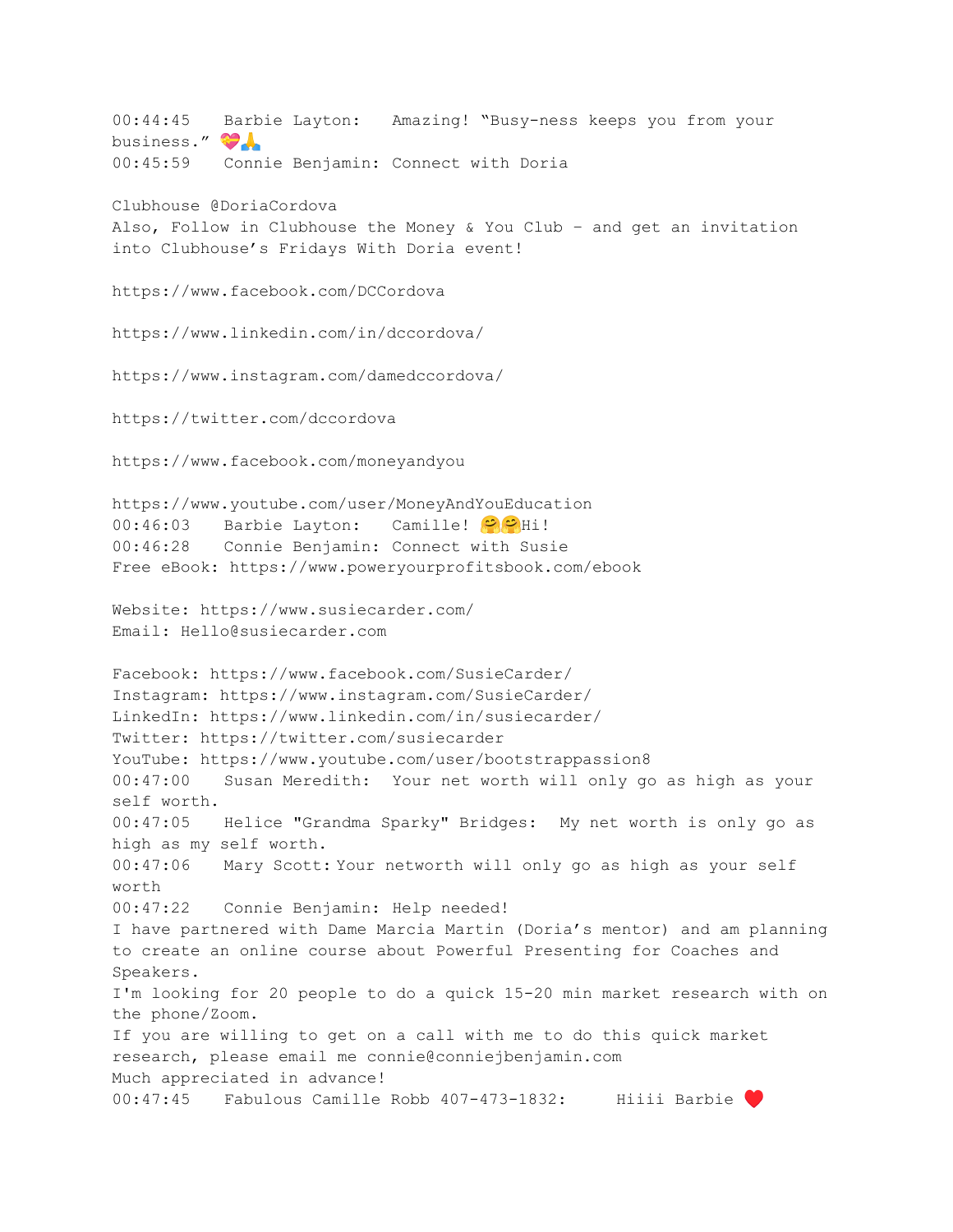00:44:45 Barbie Layton: Amazing! "Busy-ness keeps you from your business." 💝🙏

00:45:59 Connie Benjamin: Connect with Doria

Clubhouse @DoriaCordova

Also, Follow in Clubhouse the Money & You Club - and get an invitation into Clubhouse's Fridays With Doria event!

https://www.facebook.com/DCCordova

https://www.linkedin.com/in/dccordova/

https://www.instagram.com/damedccordova/

https://twitter.com/dccordova

https://www.facebook.com/moneyandyou

https://www.youtube.com/user/MoneyAndYouEducation

00:46:03 Barbie Layton: Camille! 🤗🤗Hi!

00:46:28 Connie Benjamin: Connect with Susie

Free eBook: https://www.poweryourprofitsbook.com/ebook

Website: https://www.susiecarder.com/

Email: Hello@susiecarder.com

Facebook: https://www.facebook.com/SusieCarder/

Instagram: https://www.instagram.com/SusieCarder/

LinkedIn: https://www.linkedin.com/in/susiecarder/

Twitter: https://twitter.com/susiecarder

YouTube: https://www.youtube.com/user/bootstrappassion8

00:47:00 Susan Meredith: Your net worth will only go as high as your self worth.

00:47:05 Helice "Grandma Sparky" Bridges: My net worth is only go as high as my self worth.

00:47:06 Mary Scott: Your networth will only go as high as your self worth

00:47:22 Connie Benjamin: Help needed!

I have partnered with Dame Marcia Martin (Doria's mentor) and am planning to create an online course about Powerful Presenting for Coaches and Speakers.

I'm looking for 20 people to do a quick 15-20 min market research with on the phone/Zoom.

If you are willing to get on a call with me to do this quick market research, please email me connie@conniejbenjamin.com

Much appreciated in advance!

00:47:45 Fabulous Camille Robb 407-473-1832: Hiiii Barbie ❤️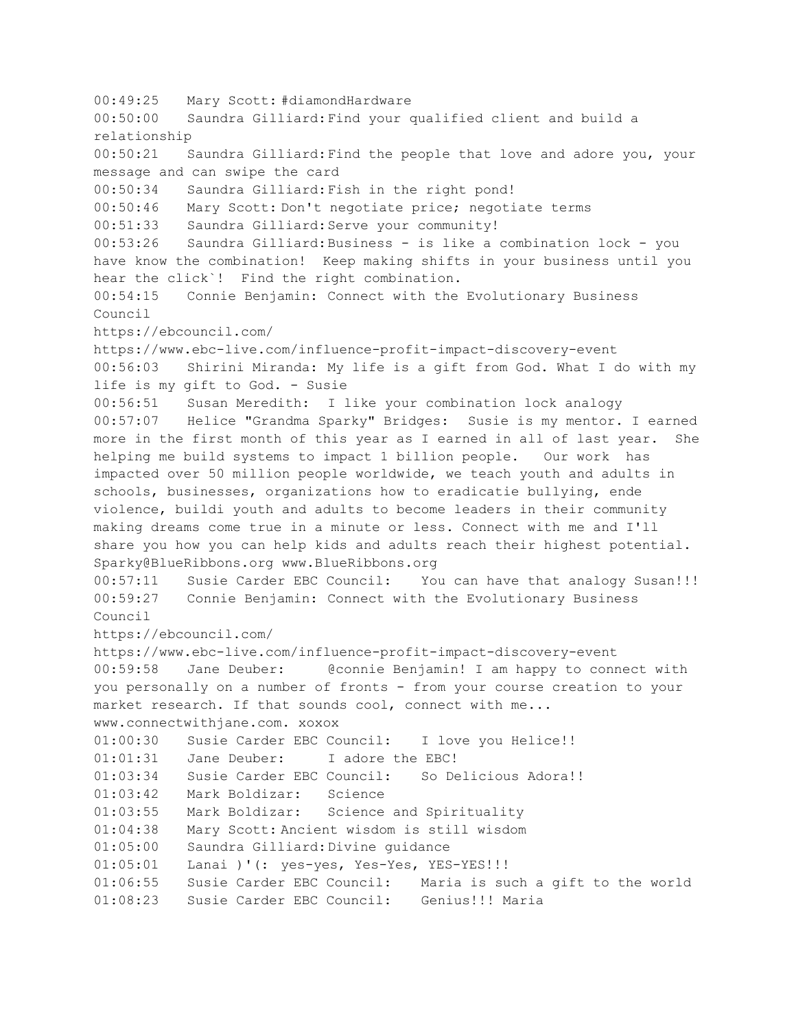00:49:25 Mary Scott: #diamondHardware
00:50:00 Saundra Gilliard: Find your qualified client and build a relationship
00:50:21 Saundra Gilliard: Find the people that love and adore you, your message and can swipe the card
00:50:34 Saundra Gilliard: Fish in the right pond!
00:50:46 Mary Scott: Don't negotiate price; negotiate terms
00:51:33 Saundra Gilliard: Serve your community!
00:53:26 Saundra Gilliard: Business - is like a combination lock - you have know the combination! Keep making shifts in your business until you hear the click`! Find the right combination.
00:54:15 Connie Benjamin: Connect with the Evolutionary Business Council
https://ebcouncil.com/
https://www.ebc-live.com/influence-profit-impact-discovery-event
00:56:03 Shirini Miranda: My life is a gift from God. What I do with my life is my gift to God. - Susie
00:56:51 Susan Meredith: I like your combination lock analogy
00:57:07 Helice "Grandma Sparky" Bridges: Susie is my mentor. I earned more in the first month of this year as I earned in all of last year. She helping me build systems to impact 1 billion people. Our work has impacted over 50 million people worldwide, we teach youth and adults in schools, businesses, organizations how to eradicatie bullying, ende violence, buildi youth and adults to become leaders in their community making dreams come true in a minute or less. Connect with me and I'll share you how you can help kids and adults reach their highest potential. Sparky@BlueRibbons.org www.BlueRibbons.org
00:57:11 Susie Carder EBC Council: You can have that analogy Susan!!!
00:59:27 Connie Benjamin: Connect with the Evolutionary Business Council
https://ebcouncil.com/
https://www.ebc-live.com/influence-profit-impact-discovery-event
00:59:58 Jane Deuber: @connie Benjamin! I am happy to connect with you personally on a number of fronts - from your course creation to your market research. If that sounds cool, connect with me... www.connectwithjane.com. xoxox
01:00:30 Susie Carder EBC Council: I love you Helice!!
01:01:31 Jane Deuber: I adore the EBC!
01:03:34 Susie Carder EBC Council: So Delicious Adora!!
01:03:42 Mark Boldizar: Science
01:03:55 Mark Boldizar: Science and Spirituality
01:04:38 Mary Scott: Ancient wisdom is still wisdom
01:05:00 Saundra Gilliard: Divine guidance
01:05:01 Lanai )'(: yes-yes, Yes-Yes, YES-YES!!!
01:06:55 Susie Carder EBC Council: Maria is such a gift to the world
01:08:23 Susie Carder EBC Council: Genius!!! Maria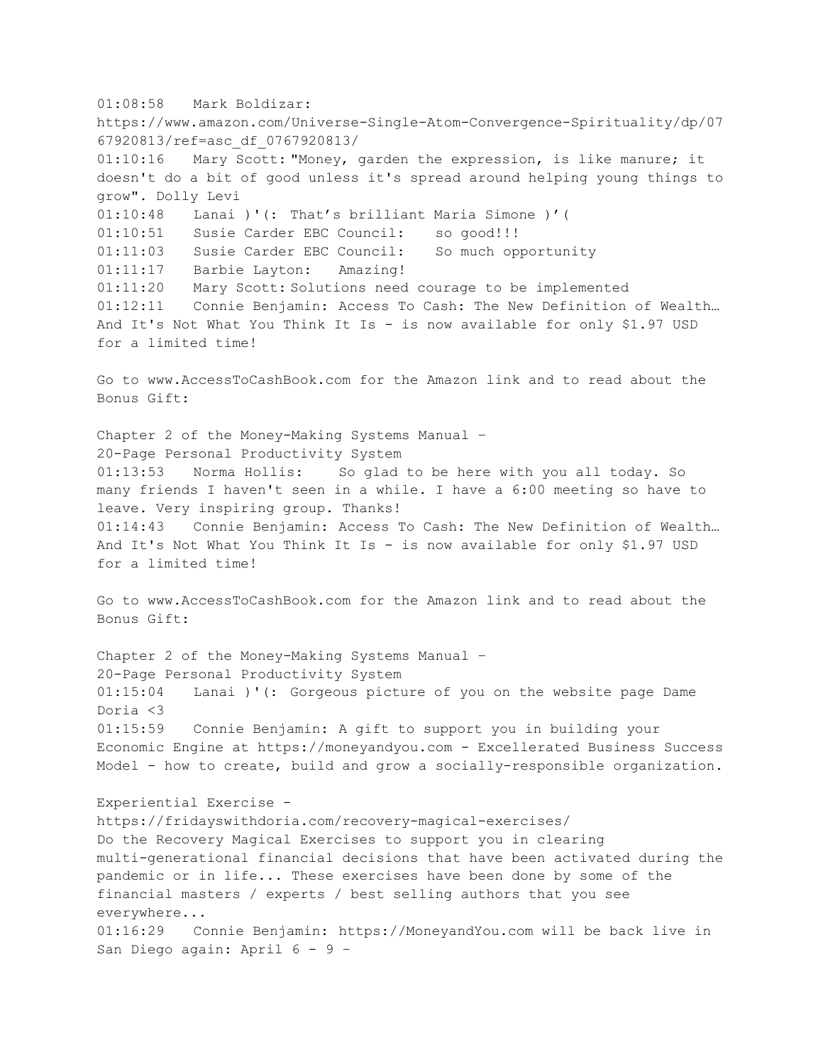01:08:58 Mark Boldizar:
https://www.amazon.com/Universe-Single-Atom-Convergence-Spirituality/dp/0767920813/ref=asc_df_0767920813/
01:10:16 Mary Scott: "Money, garden the expression, is like manure; it doesn't do a bit of good unless it's spread around helping young things to grow". Dolly Levi
01:10:48 Lanai )'(: That's brilliant Maria Simone )'(
01:10:51 Susie Carder EBC Council: so good!!!
01:11:03 Susie Carder EBC Council: So much opportunity
01:11:17 Barbie Layton: Amazing!
01:11:20 Mary Scott: Solutions need courage to be implemented
01:12:11 Connie Benjamin: Access To Cash: The New Definition of Wealth… And It's Not What You Think It Is - is now available for only $1.97 USD for a limited time!

Go to www.AccessToCashBook.com for the Amazon link and to read about the Bonus Gift:

Chapter 2 of the Money-Making Systems Manual –
20-Page Personal Productivity System
01:13:53 Norma Hollis: So glad to be here with you all today. So many friends I haven't seen in a while. I have a 6:00 meeting so have to leave. Very inspiring group. Thanks!
01:14:43 Connie Benjamin: Access To Cash: The New Definition of Wealth… And It's Not What You Think It Is - is now available for only $1.97 USD for a limited time!

Go to www.AccessToCashBook.com for the Amazon link and to read about the Bonus Gift:

Chapter 2 of the Money-Making Systems Manual –
20-Page Personal Productivity System
01:15:04 Lanai )'(: Gorgeous picture of you on the website page Dame Doria <3
01:15:59 Connie Benjamin: A gift to support you in building your Economic Engine at https://moneyandyou.com - Excellerated Business Success Model - how to create, build and grow a socially-responsible organization.

Experiential Exercise -
https://fridayswithdoria.com/recovery-magical-exercises/
Do the Recovery Magical Exercises to support you in clearing multi-generational financial decisions that have been activated during the pandemic or in life... These exercises have been done by some of the financial masters / experts / best selling authors that you see everywhere...
01:16:29 Connie Benjamin: https://MoneyandYou.com will be back live in San Diego again: April 6 - 9 –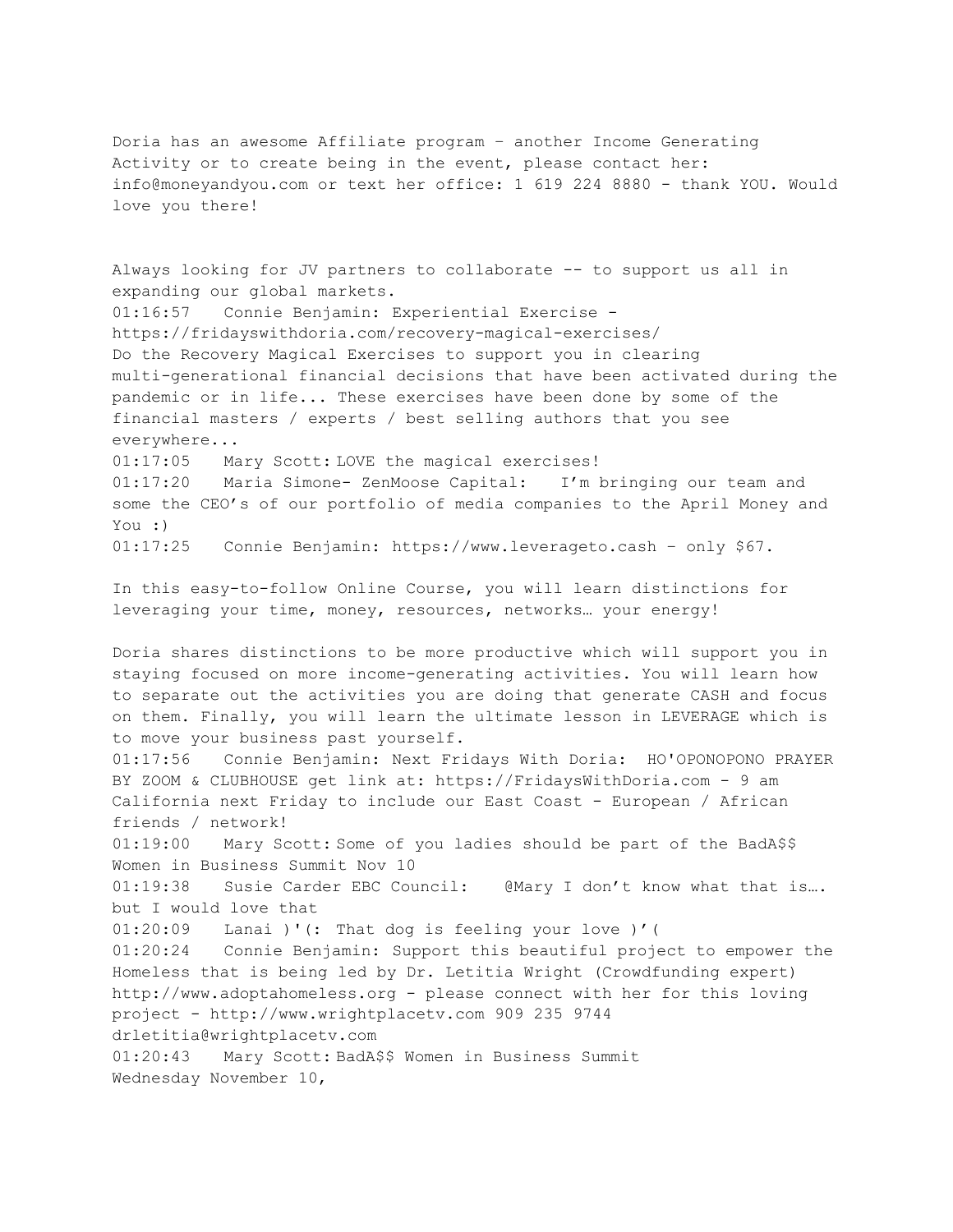Doria has an awesome Affiliate program – another Income Generating Activity or to create being in the event, please contact her: info@moneyandyou.com or text her office: 1 619 224 8880 - thank YOU. Would love you there!

Always looking for JV partners to collaborate -- to support us all in expanding our global markets.
01:16:57 Connie Benjamin: Experiential Exercise - https://fridayswithdoria.com/recovery-magical-exercises/
Do the Recovery Magical Exercises to support you in clearing multi-generational financial decisions that have been activated during the pandemic or in life... These exercises have been done by some of the financial masters / experts / best selling authors that you see everywhere...
01:17:05 Mary Scott: LOVE the magical exercises!
01:17:20 Maria Simone- ZenMoose Capital: I'm bringing our team and some the CEO's of our portfolio of media companies to the April Money and You :)
01:17:25 Connie Benjamin: https://www.leverageto.cash – only $67.

In this easy-to-follow Online Course, you will learn distinctions for leveraging your time, money, resources, networks… your energy!

Doria shares distinctions to be more productive which will support you in staying focused on more income-generating activities. You will learn how to separate out the activities you are doing that generate CASH and focus on them. Finally, you will learn the ultimate lesson in LEVERAGE which is to move your business past yourself.
01:17:56 Connie Benjamin: Next Fridays With Doria: HO'OPONOPONO PRAYER BY ZOOM & CLUBHOUSE get link at: https://FridaysWithDoria.com - 9 am California next Friday to include our East Coast - European / African friends / network!
01:19:00 Mary Scott: Some of you ladies should be part of the BadA$$ Women in Business Summit Nov 10
01:19:38 Susie Carder EBC Council: @Mary I don't know what that is…. but I would love that
01:20:09 Lanai )'(: That dog is feeling your love )'(
01:20:24 Connie Benjamin: Support this beautiful project to empower the Homeless that is being led by Dr. Letitia Wright (Crowdfunding expert) http://www.adoptahomeless.org - please connect with her for this loving project - http://www.wrightplacetv.com 909 235 9744 drletitia@wrightplacetv.com
01:20:43 Mary Scott: BadA$$ Women in Business Summit
Wednesday November 10,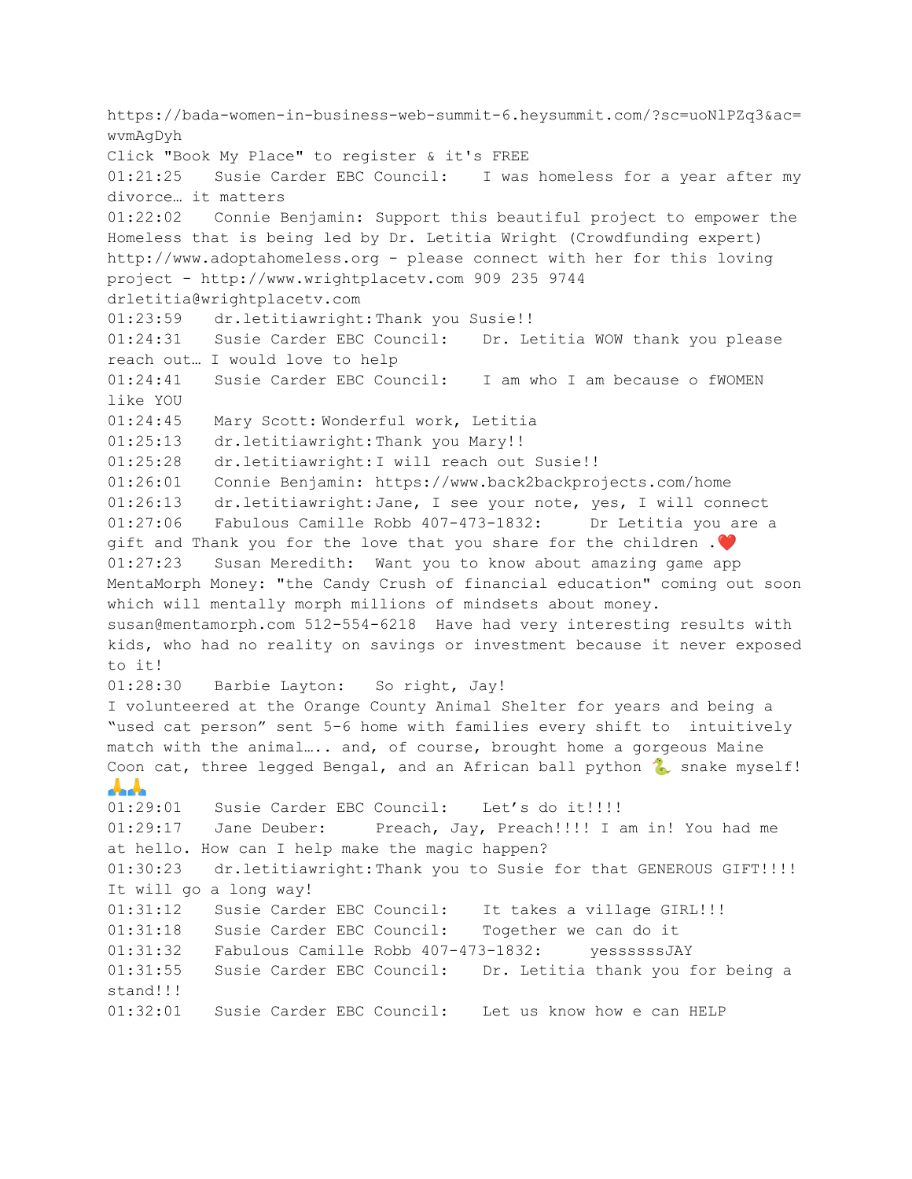https://bada-women-in-business-web-summit-6.heysummit.com/?sc=uoNlPZq3&ac=wvmAgDyh
Click "Book My Place" to register & it's FREE
01:21:25 Susie Carder EBC Council: I was homeless for a year after my divorce… it matters
01:22:02 Connie Benjamin: Support this beautiful project to empower the Homeless that is being led by Dr. Letitia Wright (Crowdfunding expert) http://www.adoptahomeless.org - please connect with her for this loving project - http://www.wrightplacetv.com 909 235 9744 drletitia@wrightplacetv.com
01:23:59 dr.letitiawright: Thank you Susie!!
01:24:31 Susie Carder EBC Council: Dr. Letitia WOW thank you please reach out… I would love to help
01:24:41 Susie Carder EBC Council: I am who I am because o fWOMEN like YOU
01:24:45 Mary Scott: Wonderful work, Letitia
01:25:13 dr.letitiawright: Thank you Mary!!
01:25:28 dr.letitiawright: I will reach out Susie!!
01:26:01 Connie Benjamin: https://www.back2backprojects.com/home
01:26:13 dr.letitiawright: Jane, I see your note, yes, I will connect
01:27:06 Fabulous Camille Robb 407-473-1832: Dr Letitia you are a gift and Thank you for the love that you share for the children .❤️
01:27:23 Susan Meredith: Want you to know about amazing game app MentaMorph Money: "the Candy Crush of financial education" coming out soon which will mentally morph millions of mindsets about money. susan@mentamorph.com 512-554-6218 Have had very interesting results with kids, who had no reality on savings or investment because it never exposed to it!
01:28:30 Barbie Layton: So right, Jay!
I volunteered at the Orange County Animal Shelter for years and being a "used cat person" sent 5-6 home with families every shift to intuitively match with the animal….. and, of course, brought home a gorgeous Maine Coon cat, three legged Bengal, and an African ball python 🐍 snake myself! 🙏🙏
01:29:01 Susie Carder EBC Council: Let's do it!!!!
01:29:17 Jane Deuber: Preach, Jay, Preach!!!! I am in! You had me at hello. How can I help make the magic happen?
01:30:23 dr.letitiawright: Thank you to Susie for that GENEROUS GIFT!!!! It will go a long way!
01:31:12 Susie Carder EBC Council: It takes a village GIRL!!!
01:31:18 Susie Carder EBC Council: Together we can do it
01:31:32 Fabulous Camille Robb 407-473-1832: yessssssJAY
01:31:55 Susie Carder EBC Council: Dr. Letitia thank you for being a stand!!!
01:32:01 Susie Carder EBC Council: Let us know how e can HELP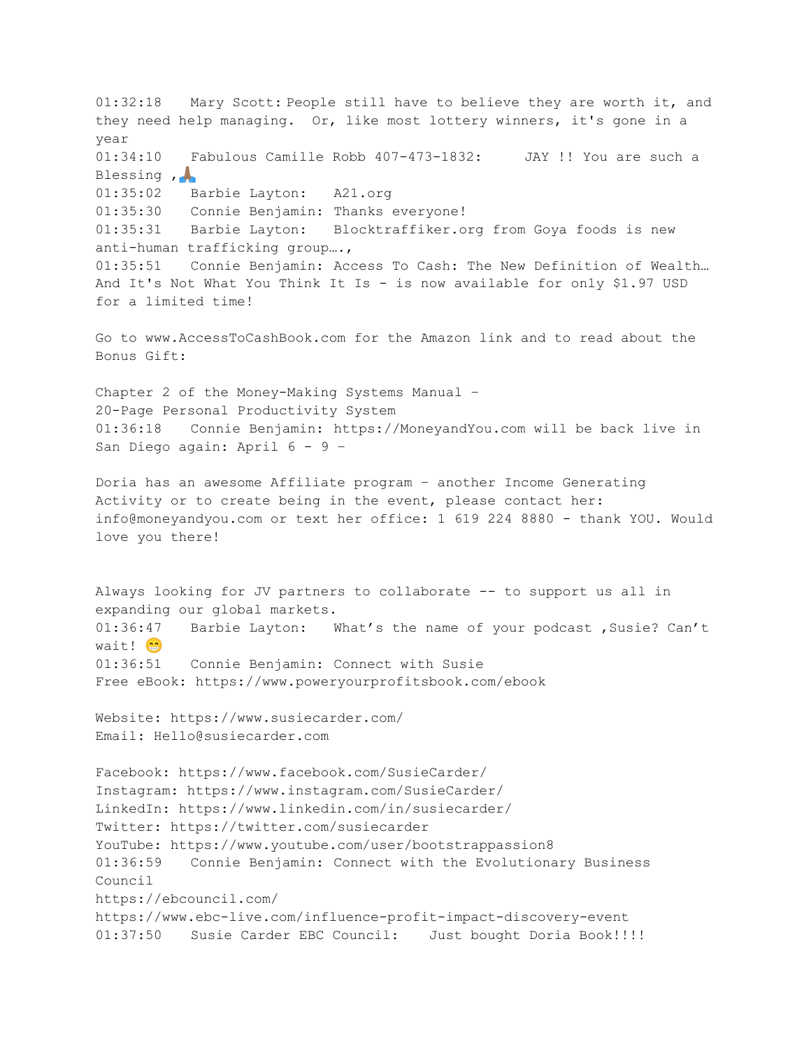01:32:18 Mary Scott: People still have to believe they are worth it, and they need help managing. Or, like most lottery winners, it's gone in a year

01:34:10 Fabulous Camille Robb 407-473-1832: JAY !! You are such a Blessing ,🙏🏽

01:35:02 Barbie Layton: A21.org

01:35:30 Connie Benjamin: Thanks everyone!

01:35:31 Barbie Layton: Blocktraffiker.org from Goya foods is new anti-human trafficking group….,

01:35:51 Connie Benjamin: Access To Cash: The New Definition of Wealth… And It's Not What You Think It Is - is now available for only $1.97 USD for a limited time!

Go to www.AccessToCashBook.com for the Amazon link and to read about the Bonus Gift:

Chapter 2 of the Money-Making Systems Manual –
20-Page Personal Productivity System

01:36:18 Connie Benjamin: https://MoneyandYou.com will be back live in San Diego again: April 6 - 9 –

Doria has an awesome Affiliate program – another Income Generating Activity or to create being in the event, please contact her: info@moneyandyou.com or text her office: 1 619 224 8880 - thank YOU. Would love you there!

Always looking for JV partners to collaborate -- to support us all in expanding our global markets.

01:36:47 Barbie Layton: What's the name of your podcast ,Susie? Can't wait! 😁

01:36:51 Connie Benjamin: Connect with Susie
Free eBook: https://www.poweryourprofitsbook.com/ebook

Website: https://www.susiecarder.com/
Email: Hello@susiecarder.com

Facebook: https://www.facebook.com/SusieCarder/
Instagram: https://www.instagram.com/SusieCarder/
LinkedIn: https://www.linkedin.com/in/susiecarder/
Twitter: https://twitter.com/susiecarder
YouTube: https://www.youtube.com/user/bootstrappassion8

01:36:59 Connie Benjamin: Connect with the Evolutionary Business Council
https://ebcouncil.com/
https://www.ebc-live.com/influence-profit-impact-discovery-event

01:37:50 Susie Carder EBC Council: Just bought Doria Book!!!!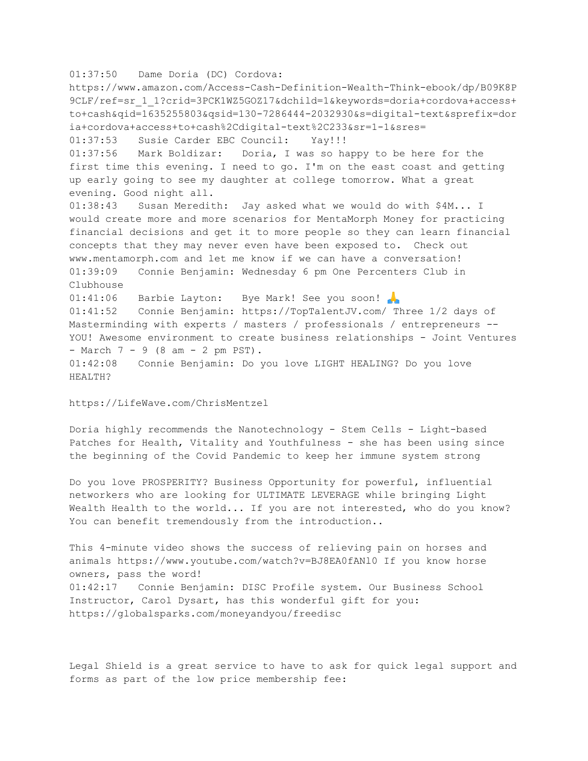01:37:50 Dame Doria (DC) Cordova: https://www.amazon.com/Access-Cash-Definition-Wealth-Think-ebook/dp/B09K8P9CLF/ref=sr_1_1?crid=3PCK1WZ5GOZ17&dchild=1&keywords=doria+cordova+access+to+cash&qid=1635255803&qsid=130-7286444-2032930&s=digital-text&sprefix=doria+cordova+access+to+cash%2Cdigital-text%2C233&sr=1-1&sres=

01:37:53 Susie Carder EBC Council: Yay!!!

01:37:56 Mark Boldizar: Doria, I was so happy to be here for the first time this evening. I need to go. I'm on the east coast and getting up early going to see my daughter at college tomorrow. What a great evening. Good night all.

01:38:43 Susan Meredith: Jay asked what we would do with $4M... I would create more and more scenarios for MentaMorph Money for practicing financial decisions and get it to more people so they can learn financial concepts that they may never even have been exposed to. Check out www.mentamorph.com and let me know if we can have a conversation!

01:39:09 Connie Benjamin: Wednesday 6 pm One Percenters Club in Clubhouse

01:41:06 Barbie Layton: Bye Mark! See you soon! 🙏

01:41:52 Connie Benjamin: https://TopTalentJV.com/ Three 1/2 days of Masterminding with experts / masters / professionals / entrepreneurs -- YOU! Awesome environment to create business relationships - Joint Ventures - March 7 - 9 (8 am - 2 pm PST).

01:42:08 Connie Benjamin: Do you love LIGHT HEALING? Do you love HEALTH?

https://LifeWave.com/ChrisMentzel

Doria highly recommends the Nanotechnology - Stem Cells - Light-based Patches for Health, Vitality and Youthfulness - she has been using since the beginning of the Covid Pandemic to keep her immune system strong

Do you love PROSPERITY? Business Opportunity for powerful, influential networkers who are looking for ULTIMATE LEVERAGE while bringing Light Wealth Health to the world... If you are not interested, who do you know? You can benefit tremendously from the introduction..

This 4-minute video shows the success of relieving pain on horses and animals https://www.youtube.com/watch?v=BJ8EA0fANl0 If you know horse owners, pass the word!

01:42:17 Connie Benjamin: DISC Profile system. Our Business School Instructor, Carol Dysart, has this wonderful gift for you: https://globalsparks.com/moneyandyou/freedisc

Legal Shield is a great service to have to ask for quick legal support and forms as part of the low price membership fee: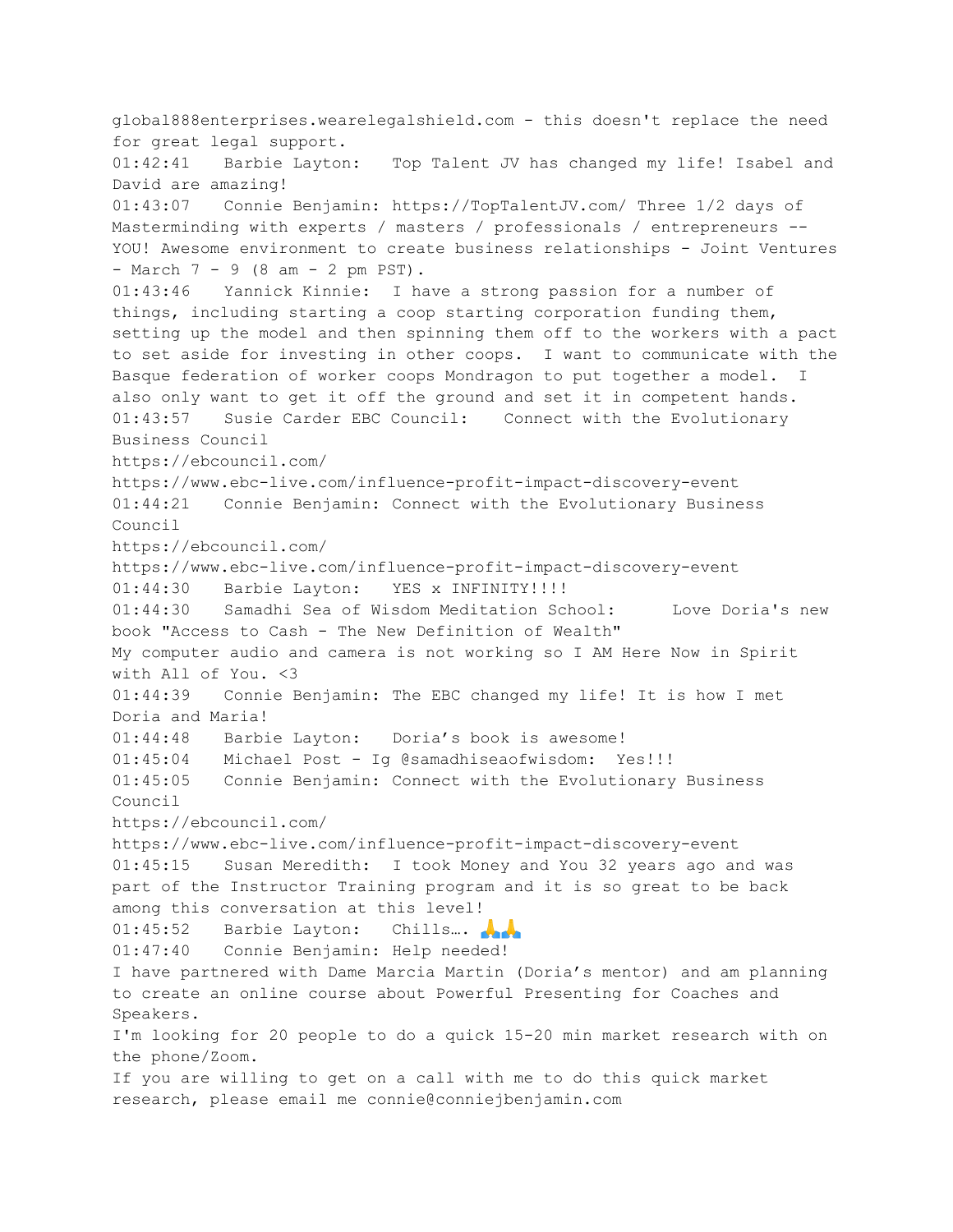global888enterprises.wearelegalshield.com - this doesn't replace the need for great legal support.

01:42:41 Barbie Layton: Top Talent JV has changed my life! Isabel and David are amazing!

01:43:07 Connie Benjamin: https://TopTalentJV.com/ Three 1/2 days of Masterminding with experts / masters / professionals / entrepreneurs -- YOU! Awesome environment to create business relationships - Joint Ventures - March 7 - 9 (8 am - 2 pm PST).

01:43:46 Yannick Kinnie: I have a strong passion for a number of things, including starting a coop starting corporation funding them, setting up the model and then spinning them off to the workers with a pact to set aside for investing in other coops. I want to communicate with the Basque federation of worker coops Mondragon to put together a model. I also only want to get it off the ground and set it in competent hands.

01:43:57 Susie Carder EBC Council: Connect with the Evolutionary Business Council
https://ebcouncil.com/
https://www.ebc-live.com/influence-profit-impact-discovery-event

01:44:21 Connie Benjamin: Connect with the Evolutionary Business Council
https://ebcouncil.com/
https://www.ebc-live.com/influence-profit-impact-discovery-event

01:44:30 Barbie Layton: YES x INFINITY!!!!

01:44:30 Samadhi Sea of Wisdom Meditation School: Love Doria's new book "Access to Cash - The New Definition of Wealth"
My computer audio and camera is not working so I AM Here Now in Spirit with All of You. <3

01:44:39 Connie Benjamin: The EBC changed my life! It is how I met Doria and Maria!

01:44:48 Barbie Layton: Doria's book is awesome!

01:45:04 Michael Post - Ig @samadhiseaofwisdom: Yes!!!

01:45:05 Connie Benjamin: Connect with the Evolutionary Business Council
https://ebcouncil.com/
https://www.ebc-live.com/influence-profit-impact-discovery-event

01:45:15 Susan Meredith: I took Money and You 32 years ago and was part of the Instructor Training program and it is so great to be back among this conversation at this level!

01:45:52 Barbie Layton: Chills…. 🙏🙏

01:47:40 Connie Benjamin: Help needed!
I have partnered with Dame Marcia Martin (Doria's mentor) and am planning to create an online course about Powerful Presenting for Coaches and Speakers.
I'm looking for 20 people to do a quick 15-20 min market research with on the phone/Zoom.
If you are willing to get on a call with me to do this quick market research, please email me connie@conniejbenjamin.com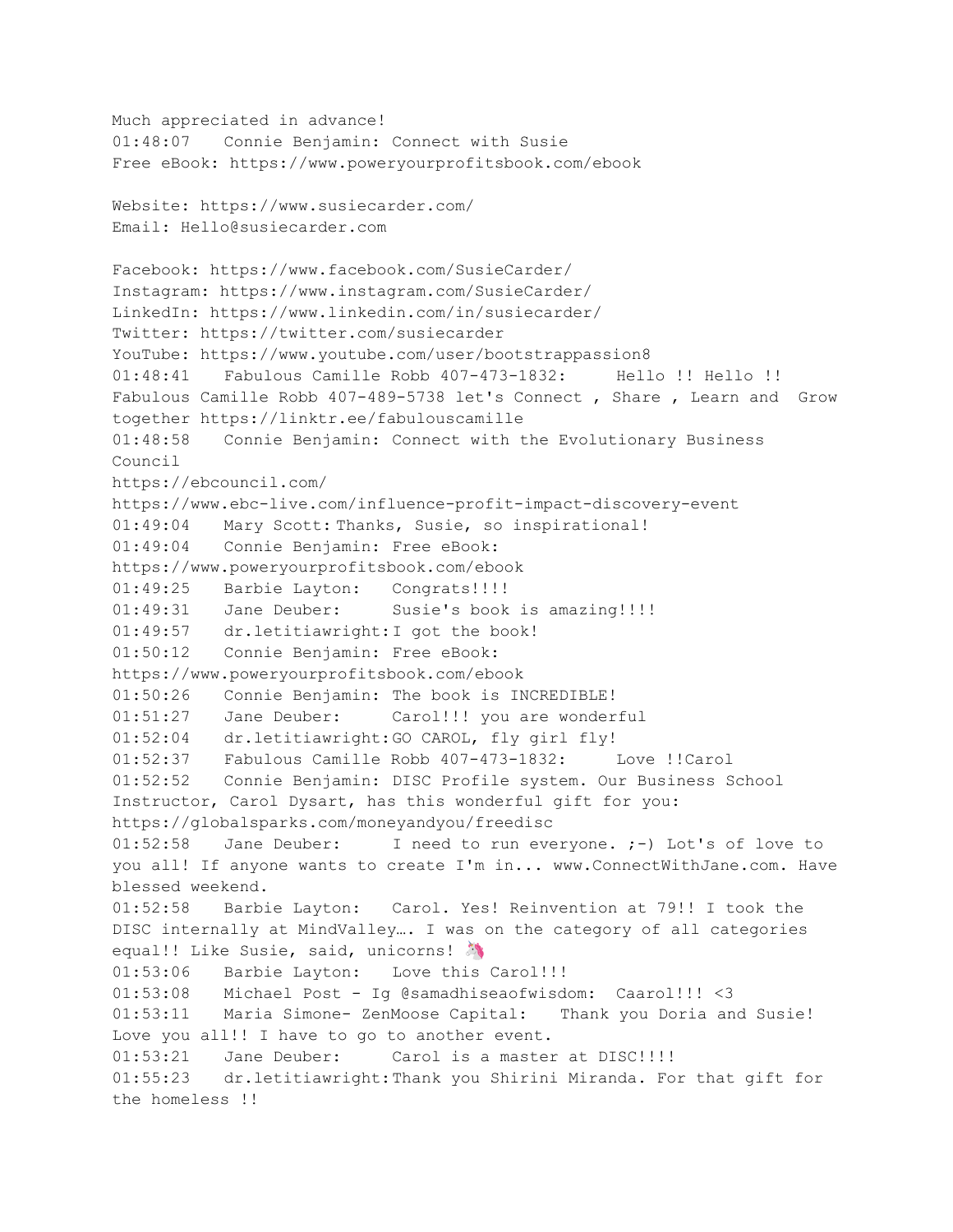Much appreciated in advance!
01:48:07 Connie Benjamin: Connect with Susie
Free eBook: https://www.poweryourprofitsbook.com/ebook

Website: https://www.susiecarder.com/
Email: Hello@susiecarder.com

Facebook: https://www.facebook.com/SusieCarder/
Instagram: https://www.instagram.com/SusieCarder/
LinkedIn: https://www.linkedin.com/in/susiecarder/
Twitter: https://twitter.com/susiecarder
YouTube: https://www.youtube.com/user/bootstrappassion8
01:48:41 Fabulous Camille Robb 407-473-1832: Hello !! Hello !!
Fabulous Camille Robb 407-489-5738 let's Connect , Share , Learn and Grow together https://linktr.ee/fabulouscamille
01:48:58 Connie Benjamin: Connect with the Evolutionary Business Council
https://ebcouncil.com/
https://www.ebc-live.com/influence-profit-impact-discovery-event
01:49:04 Mary Scott: Thanks, Susie, so inspirational!
01:49:04 Connie Benjamin: Free eBook:
https://www.poweryourprofitsbook.com/ebook
01:49:25 Barbie Layton: Congrats!!!!
01:49:31 Jane Deuber: Susie's book is amazing!!!!
01:49:57 dr.letitiawright: I got the book!
01:50:12 Connie Benjamin: Free eBook:
https://www.poweryourprofitsbook.com/ebook
01:50:26 Connie Benjamin: The book is INCREDIBLE!
01:51:27 Jane Deuber: Carol!!! you are wonderful
01:52:04 dr.letitiawright: GO CAROL, fly girl fly!
01:52:37 Fabulous Camille Robb 407-473-1832: Love !!Carol
01:52:52 Connie Benjamin: DISC Profile system. Our Business School Instructor, Carol Dysart, has this wonderful gift for you:
https://globalsparks.com/moneyandyou/freedisc
01:52:58 Jane Deuber: I need to run everyone. ;-) Lot's of love to you all! If anyone wants to create I'm in... www.ConnectWithJane.com. Have blessed weekend.
01:52:58 Barbie Layton: Carol. Yes! Reinvention at 79!! I took the DISC internally at MindValley…. I was on the category of all categories equal!! Like Susie, said, unicorns! 🦄
01:53:06 Barbie Layton: Love this Carol!!!
01:53:08 Michael Post - Ig @samadhiseaofwisdom: Caarol!!! <3
01:53:11 Maria Simone- ZenMoose Capital: Thank you Doria and Susie! Love you all!! I have to go to another event.
01:53:21 Jane Deuber: Carol is a master at DISC!!!!
01:55:23 dr.letitiawright: Thank you Shirini Miranda. For that gift for the homeless !!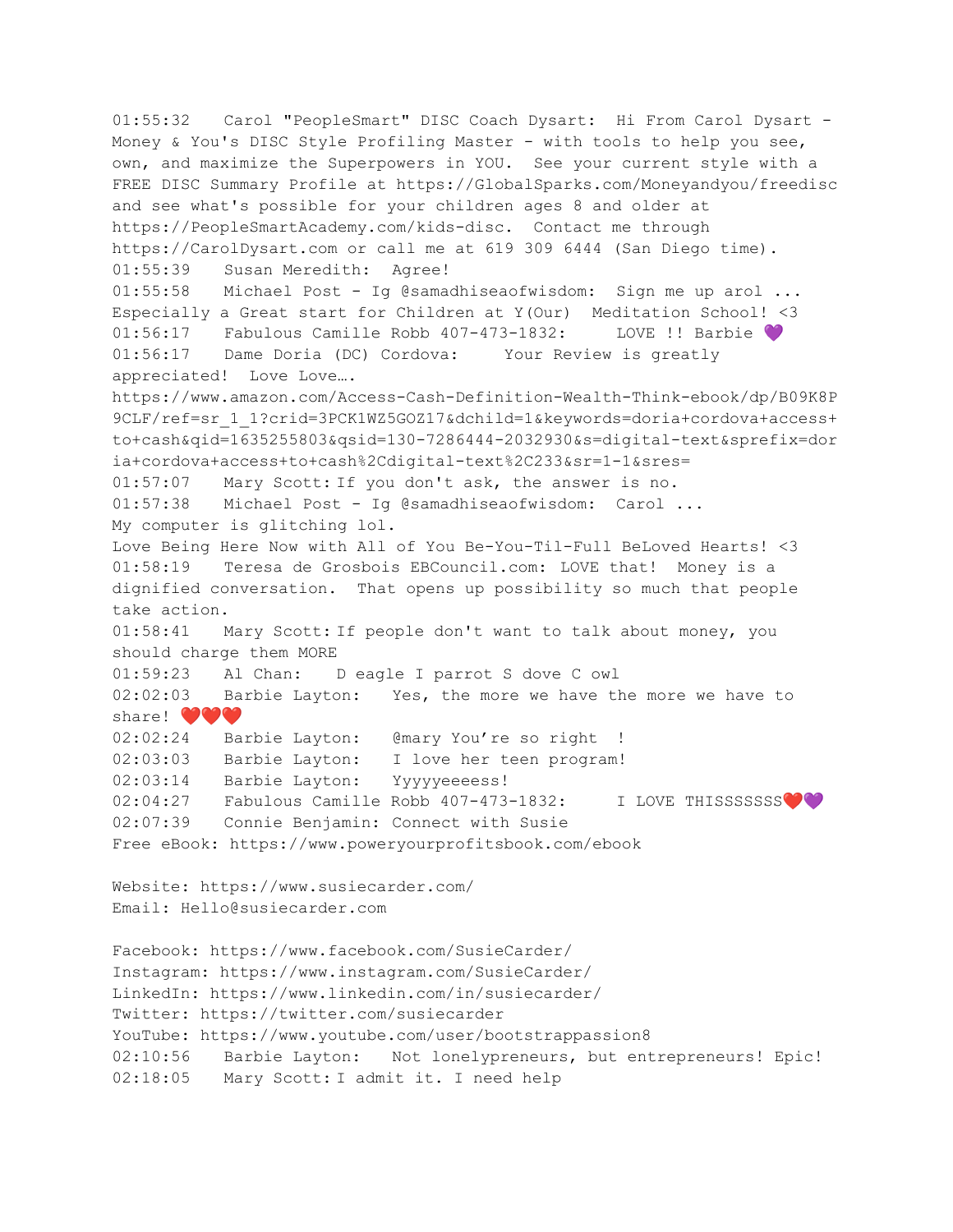01:55:32 Carol "PeopleSmart" DISC Coach Dysart: Hi From Carol Dysart - Money & You's DISC Style Profiling Master - with tools to help you see, own, and maximize the Superpowers in YOU. See your current style with a FREE DISC Summary Profile at https://GlobalSparks.com/Moneyandyou/freedisc and see what's possible for your children ages 8 and older at https://PeopleSmartAcademy.com/kids-disc. Contact me through https://CarolDysart.com or call me at 619 309 6444 (San Diego time).
01:55:39 Susan Meredith: Agree!
01:55:58 Michael Post - Ig @samadhiseaofwisdom: Sign me up arol ... Especially a Great start for Children at Y(Our) Meditation School! <3
01:56:17 Fabulous Camille Robb 407-473-1832: LOVE !! Barbie 💜
01:56:17 Dame Doria (DC) Cordova: Your Review is greatly appreciated! Love Love….
https://www.amazon.com/Access-Cash-Definition-Wealth-Think-ebook/dp/B09K8P9CLF/ref=sr_1_1?crid=3PCK1WZ5GOZ17&dchild=1&keywords=doria+cordova+access+to+cash&qid=1635255803&qsid=130-7286444-2032930&s=digital-text&sprefix=doria+cordova+access+to+cash%2Cdigital-text%2C233&sr=1-1&sres=
01:57:07 Mary Scott: If you don't ask, the answer is no.
01:57:38 Michael Post - Ig @samadhiseaofwisdom: Carol ...
My computer is glitching lol.
Love Being Here Now with All of You Be-You-Til-Full BeLoved Hearts! <3
01:58:19 Teresa de Grosbois EBCouncil.com: LOVE that! Money is a dignified conversation. That opens up possibility so much that people take action.
01:58:41 Mary Scott: If people don't want to talk about money, you should charge them MORE
01:59:23 Al Chan: D eagle I parrot S dove C owl
02:02:03 Barbie Layton: Yes, the more we have the more we have to share! ❤️❤️❤️
02:02:24 Barbie Layton: @mary You're so right !
02:03:03 Barbie Layton: I love her teen program!
02:03:14 Barbie Layton: Yyyyyeeeess!
02:04:27 Fabulous Camille Robb 407-473-1832: I LOVE THISSSSSSS❤️💜
02:07:39 Connie Benjamin: Connect with Susie
Free eBook: https://www.poweryourprofitsbook.com/ebook

Website: https://www.susiecarder.com/
Email: Hello@susiecarder.com

Facebook: https://www.facebook.com/SusieCarder/
Instagram: https://www.instagram.com/SusieCarder/
LinkedIn: https://www.linkedin.com/in/susiecarder/
Twitter: https://twitter.com/susiecarder
YouTube: https://www.youtube.com/user/bootstrappassion8
02:10:56 Barbie Layton: Not lonelypreneurs, but entrepreneurs! Epic!
02:18:05 Mary Scott: I admit it. I need help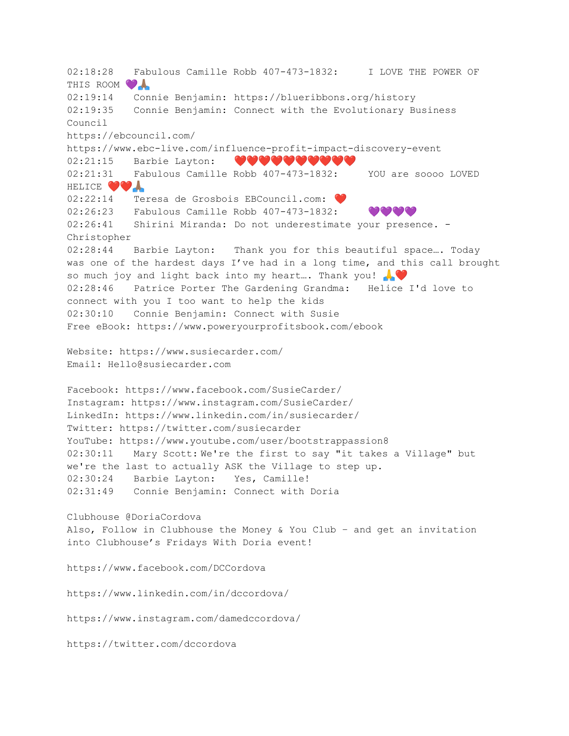02:18:28 Fabulous Camille Robb 407-473-1832: I LOVE THE POWER OF THIS ROOM 💜🙏🏽
02:19:14 Connie Benjamin: https://blueribbons.org/history
02:19:35 Connie Benjamin: Connect with the Evolutionary Business Council
https://ebcouncil.com/
https://www.ebc-live.com/influence-profit-impact-discovery-event
02:21:15 Barbie Layton: ❤️❤️❤️❤️❤️❤️❤️❤️❤️❤️
02:21:31 Fabulous Camille Robb 407-473-1832: YOU are soooo LOVED HELICE ❤️❤️🙏🏽
02:22:14 Teresa de Grosbois EBCouncil.com: ❤️
02:26:23 Fabulous Camille Robb 407-473-1832: 💜💜💜💜
02:26:41 Shirini Miranda: Do not underestimate your presence. - Christopher
02:28:44 Barbie Layton: Thank you for this beautiful space…. Today was one of the hardest days I've had in a long time, and this call brought so much joy and light back into my heart…. Thank you! 🙏❤️
02:28:46 Patrice Porter The Gardening Grandma: Helice I'd love to connect with you I too want to help the kids
02:30:10 Connie Benjamin: Connect with Susie
Free eBook: https://www.poweryourprofitsbook.com/ebook

Website: https://www.susiecarder.com/
Email: Hello@susiecarder.com

Facebook: https://www.facebook.com/SusieCarder/
Instagram: https://www.instagram.com/SusieCarder/
LinkedIn: https://www.linkedin.com/in/susiecarder/
Twitter: https://twitter.com/susiecarder
YouTube: https://www.youtube.com/user/bootstrappassion8
02:30:11 Mary Scott: We're the first to say "it takes a Village" but we're the last to actually ASK the Village to step up.
02:30:24 Barbie Layton: Yes, Camille!
02:31:49 Connie Benjamin: Connect with Doria

Clubhouse @DoriaCordova
Also, Follow in Clubhouse the Money & You Club - and get an invitation into Clubhouse's Fridays With Doria event!

https://www.facebook.com/DCCordova

https://www.linkedin.com/in/dccordova/

https://www.instagram.com/damedccordova/

https://twitter.com/dccordova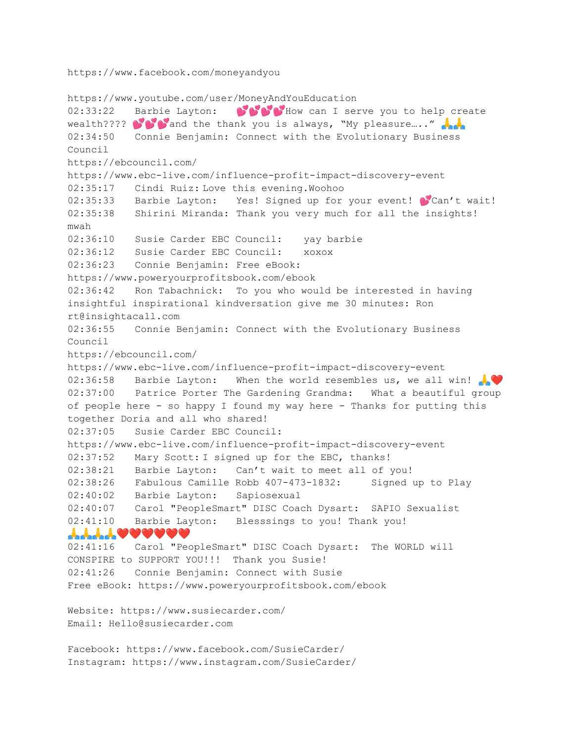https://www.facebook.com/moneyandyou

https://www.youtube.com/user/MoneyAndYouEducation
02:33:22 Barbie Layton: 💕💕💕💕How can I serve you to help create wealth???? 💕💕💕and the thank you is always, “My pleasure…..” 🙏🙏
02:34:50 Connie Benjamin: Connect with the Evolutionary Business Council
https://ebcouncil.com/
https://www.ebc-live.com/influence-profit-impact-discovery-event
02:35:17 Cindi Ruiz: Love this evening.Woohoo
02:35:33 Barbie Layton: Yes! Signed up for your event! 💕Can’t wait!
02:35:38 Shirini Miranda: Thank you very much for all the insights! mwah
02:36:10 Susie Carder EBC Council: yay barbie
02:36:12 Susie Carder EBC Council: xoxox
02:36:23 Connie Benjamin: Free eBook:
https://www.poweryourprofitsbook.com/ebook
02:36:42 Ron Tabachnick: To you who would be interested in having insightful inspirational kindversation give me 30 minutes: Ron rt@insightacall.com
02:36:55 Connie Benjamin: Connect with the Evolutionary Business Council
https://ebcouncil.com/
https://www.ebc-live.com/influence-profit-impact-discovery-event
02:36:58 Barbie Layton: When the world resembles us, we all win! 🙏❤️
02:37:00 Patrice Porter The Gardening Grandma: What a beautiful group of people here - so happy I found my way here - Thanks for putting this together Doria and all who shared!
02:37:05 Susie Carder EBC Council:
https://www.ebc-live.com/influence-profit-impact-discovery-event
02:37:52 Mary Scott: I signed up for the EBC, thanks!
02:38:21 Barbie Layton: Can’t wait to meet all of you!
02:38:26 Fabulous Camille Robb 407-473-1832: Signed up to Play
02:40:02 Barbie Layton: Sapiosexual
02:40:07 Carol "PeopleSmart" DISC Coach Dysart: SAPIO Sexualist
02:41:10 Barbie Layton: Blesssings to you! Thank you! 🙏🙏🙏🙏❤️❤️❤️❤️❤️❤️
02:41:16 Carol "PeopleSmart" DISC Coach Dysart: The WORLD will CONSPIRE to SUPPORT YOU!!! Thank you Susie!
02:41:26 Connie Benjamin: Connect with Susie
Free eBook: https://www.poweryourprofitsbook.com/ebook

Website: https://www.susiecarder.com/
Email: Hello@susiecarder.com

Facebook: https://www.facebook.com/SusieCarder/
Instagram: https://www.instagram.com/SusieCarder/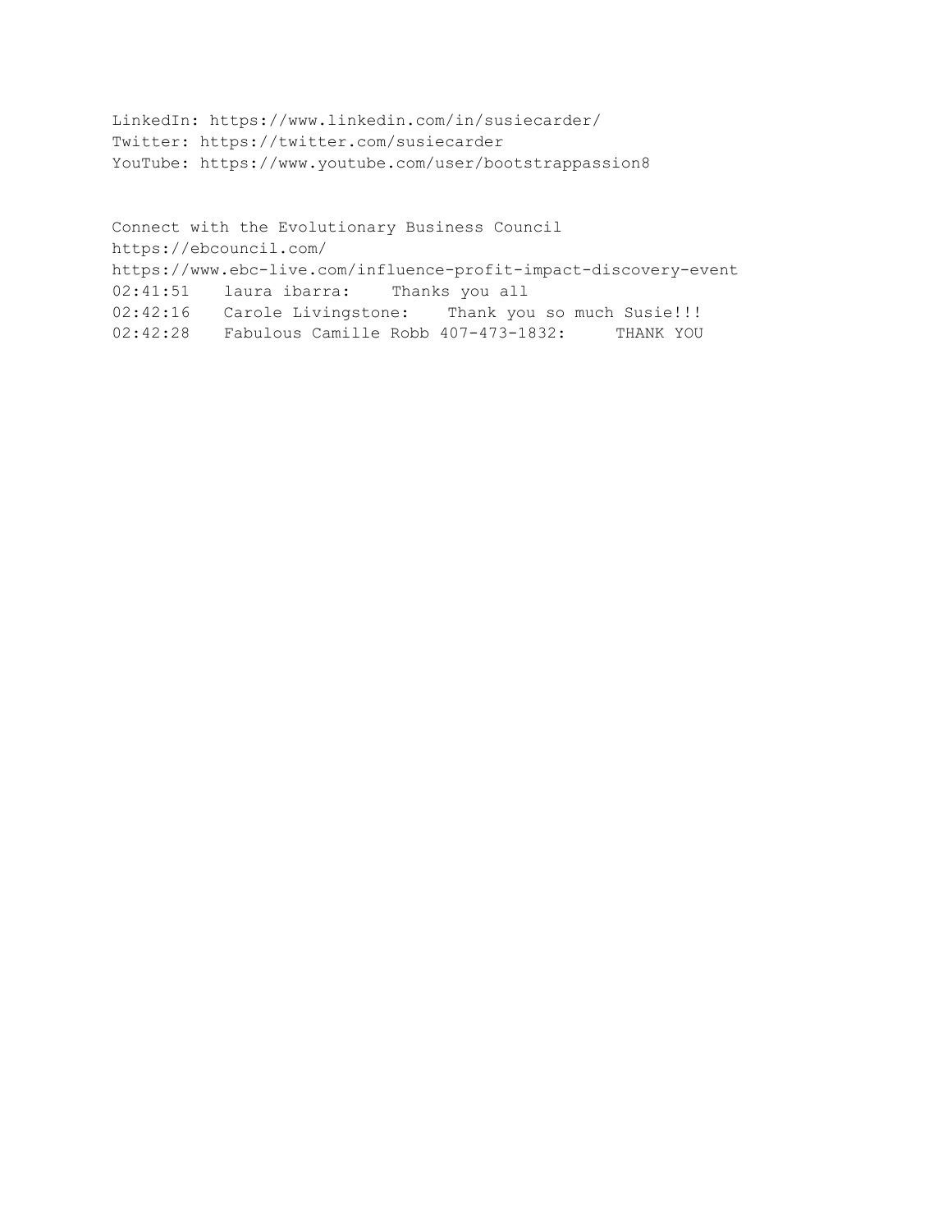LinkedIn: https://www.linkedin.com/in/susiecarder/
Twitter: https://twitter.com/susiecarder
YouTube: https://www.youtube.com/user/bootstrappassion8

Connect with the Evolutionary Business Council
https://ebcouncil.com/
https://www.ebc-live.com/influence-profit-impact-discovery-event
02:41:51 laura ibarra: Thanks you all
02:42:16 Carole Livingstone: Thank you so much Susie!!!
02:42:28 Fabulous Camille Robb 407-473-1832: THANK YOU